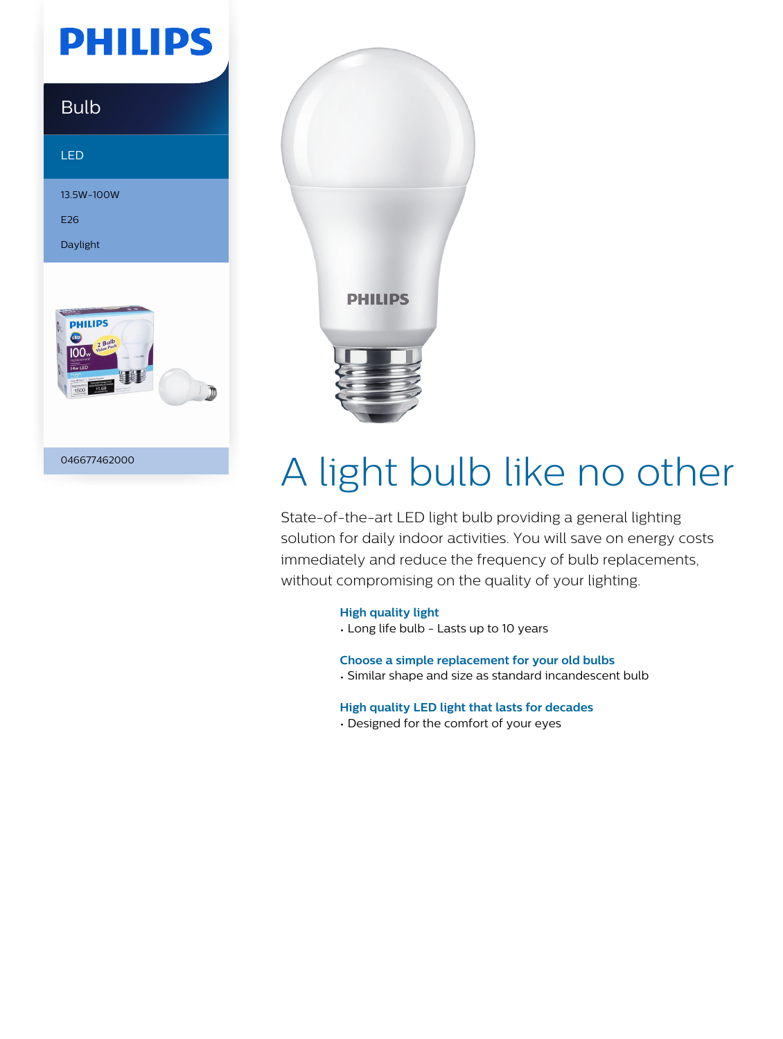PHILIPS

Bulb

LED

13.5W-100W

E26

Daylight

046677462000

# A light bulb like no other

State-of-the-art LED light bulb providing a general lighting solution for daily indoor activities. You will save on energy costs immediately and reduce the frequency of bulb replacements, without compromising on the quality of your lighting.

**High quality light**
- Long life bulb - Lasts up to 10 years

**Choose a simple replacement for your old bulbs**
- Similar shape and size as standard incandescent bulb

**High quality LED light that lasts for decades**
- Designed for the comfort of your eyes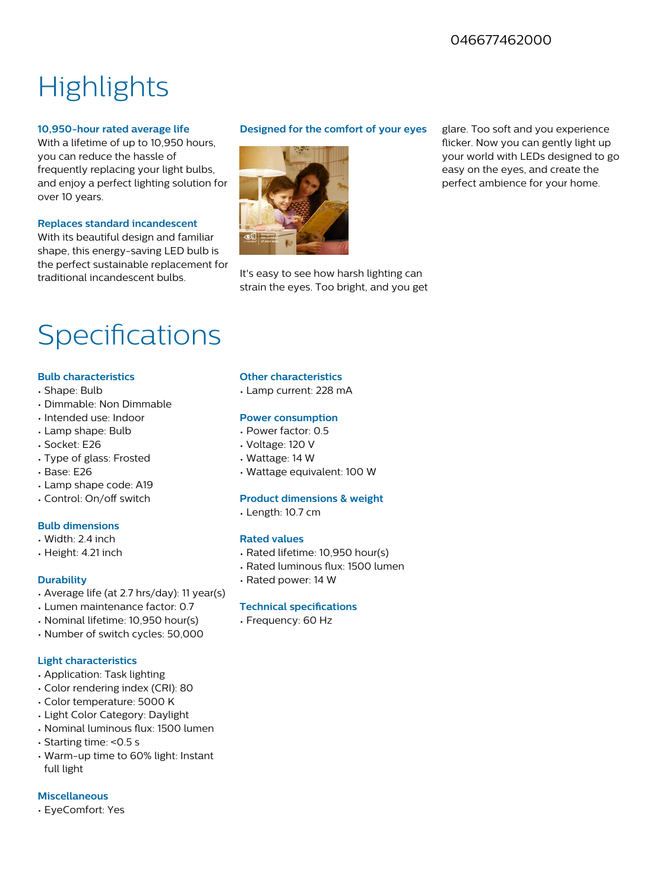046677462000

# Highlights

### 10,950-hour rated average life

With a lifetime of up to 10,950 hours, you can reduce the hassle of frequently replacing your light bulbs, and enjoy a perfect lighting solution for over 10 years.

### Replaces standard incandescent

With its beautiful design and familiar shape, this energy-saving LED bulb is the perfect sustainable replacement for traditional incandescent bulbs.

### Designed for the comfort of your eyes

It's easy to see how harsh lighting can strain the eyes. Too bright, and you get glare. Too soft and you experience flicker. Now you can gently light up your world with LEDs designed to go easy on the eyes, and create the perfect ambience for your home.

# Specifications

### Bulb characteristics

- Shape: Bulb
- Dimmable: Non Dimmable
- Intended use: Indoor
- Lamp shape: Bulb
- Socket: E26
- Type of glass: Frosted
- Base: E26
- Lamp shape code: A19
- Control: On/off switch

### Bulb dimensions

- Width: 2.4 inch
- Height: 4.21 inch

### Durability

- Average life (at 2.7 hrs/day): 11 year(s)
- Lumen maintenance factor: 0.7
- Nominal lifetime: 10,950 hour(s)
- Number of switch cycles: 50,000

### Light characteristics

- Application: Task lighting
- Color rendering index (CRI): 80
- Color temperature: 5000 K
- Light Color Category: Daylight
- Nominal luminous flux: 1500 lumen
- Starting time: <0.5 s
- Warm-up time to 60% light: Instant full light

### Miscellaneous

- EyeComfort: Yes

### Other characteristics

- Lamp current: 228 mA

### Power consumption

- Power factor: 0.5
- Voltage: 120 V
- Wattage: 14 W
- Wattage equivalent: 100 W

### Product dimensions & weight

- Length: 10.7 cm

### Rated values

- Rated lifetime: 10,950 hour(s)
- Rated luminous flux: 1500 lumen
- Rated power: 14 W

### Technical specifications

- Frequency: 60 Hz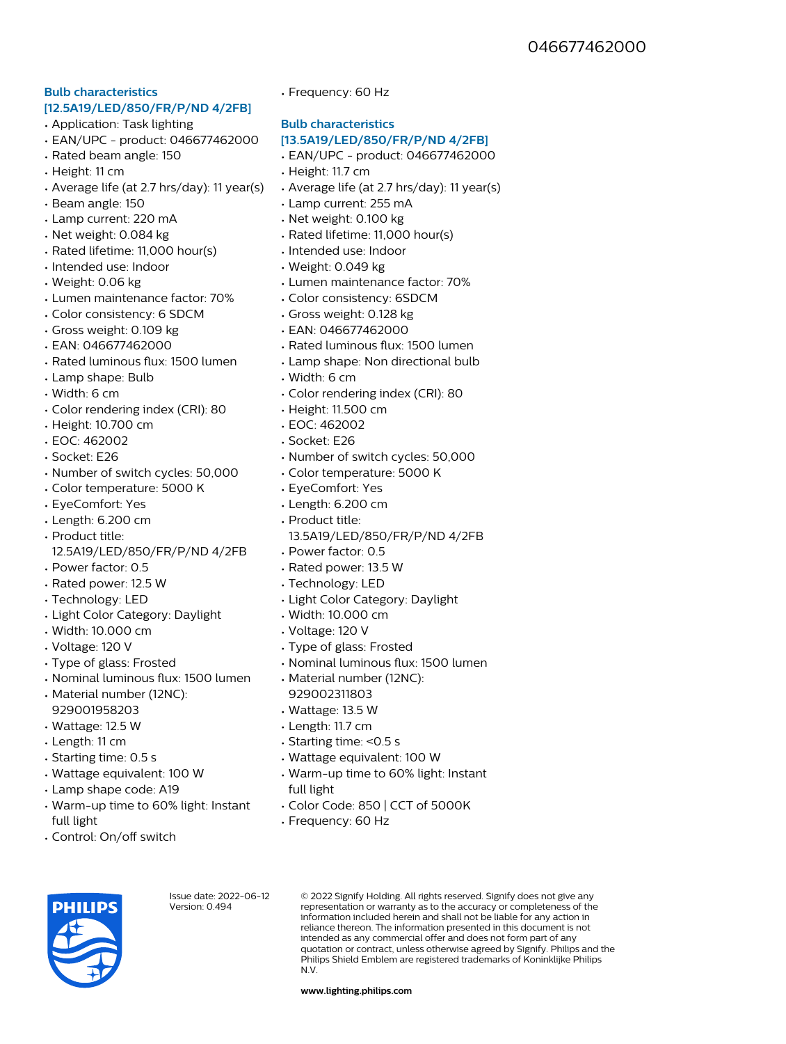## Bulb characteristics [12.5A19/LED/850/FR/P/ND 4/2FB]

- Application: Task lighting
- EAN/UPC - product: 046677462000
- Rated beam angle: 150
- Height: 11 cm
- Average life (at 2.7 hrs/day): 11 year(s)
- Beam angle: 150
- Lamp current: 220 mA
- Net weight: 0.084 kg
- Rated lifetime: 11,000 hour(s)
- Intended use: Indoor
- Weight: 0.06 kg
- Lumen maintenance factor: 70%
- Color consistency: 6 SDCM
- Gross weight: 0.109 kg
- EAN: 046677462000
- Rated luminous flux: 1500 lumen
- Lamp shape: Bulb
- Width: 6 cm
- Color rendering index (CRI): 80
- Height: 10.700 cm
- EOC: 462002
- Socket: E26
- Number of switch cycles: 50,000
- Color temperature: 5000 K
- EyeComfort: Yes
- Length: 6.200 cm
- Product title: 12.5A19/LED/850/FR/P/ND 4/2FB
- Power factor: 0.5
- Rated power: 12.5 W
- Technology: LED
- Light Color Category: Daylight
- Width: 10.000 cm
- Voltage: 120 V
- Type of glass: Frosted
- Nominal luminous flux: 1500 lumen
- Material number (12NC): 929001958203
- Wattage: 12.5 W
- Length: 11 cm
- Starting time: 0.5 s
- Wattage equivalent: 100 W
- Lamp shape code: A19
- Warm-up time to 60% light: Instant full light
- Control: On/off switch
- Frequency: 60 Hz

## Bulb characteristics [13.5A19/LED/850/FR/P/ND 4/2FB]

- EAN/UPC - product: 046677462000
- Height: 11.7 cm
- Average life (at 2.7 hrs/day): 11 year(s)
- Lamp current: 255 mA
- Net weight: 0.100 kg
- Rated lifetime: 11,000 hour(s)
- Intended use: Indoor
- Weight: 0.049 kg
- Lumen maintenance factor: 70%
- Color consistency: 6SDCM
- Gross weight: 0.128 kg
- EAN: 046677462000
- Rated luminous flux: 1500 lumen
- Lamp shape: Non directional bulb
- Width: 6 cm
- Color rendering index (CRI): 80
- Height: 11.500 cm
- EOC: 462002
- Socket: E26
- Number of switch cycles: 50,000
- Color temperature: 5000 K
- EyeComfort: Yes
- Length: 6.200 cm
- Product title: 13.5A19/LED/850/FR/P/ND 4/2FB
- Power factor: 0.5
- Rated power: 13.5 W
- Technology: LED
- Light Color Category: Daylight
- Width: 10.000 cm
- Voltage: 120 V
- Type of glass: Frosted
- Nominal luminous flux: 1500 lumen
- Material number (12NC): 929002311803
- Wattage: 13.5 W
- Length: 11.7 cm
- Starting time: <0.5 s
- Wattage equivalent: 100 W
- Warm-up time to 60% light: Instant full light
- Color Code: 850 | CCT of 5000K
- Frequency: 60 Hz

Issue date: 2022-06-12
Version: 0.494

© 2022 Signify Holding. All rights reserved. Signify does not give any representation or warranty as to the accuracy or completeness of the information included herein and shall not be liable for any action in reliance thereon. The information presented in this document is not intended as any commercial offer and does not form part of any quotation or contract, unless otherwise agreed by Signify. Philips and the Philips Shield Emblem are registered trademarks of Koninklijke Philips N.V.

**www.lighting.philips.com**